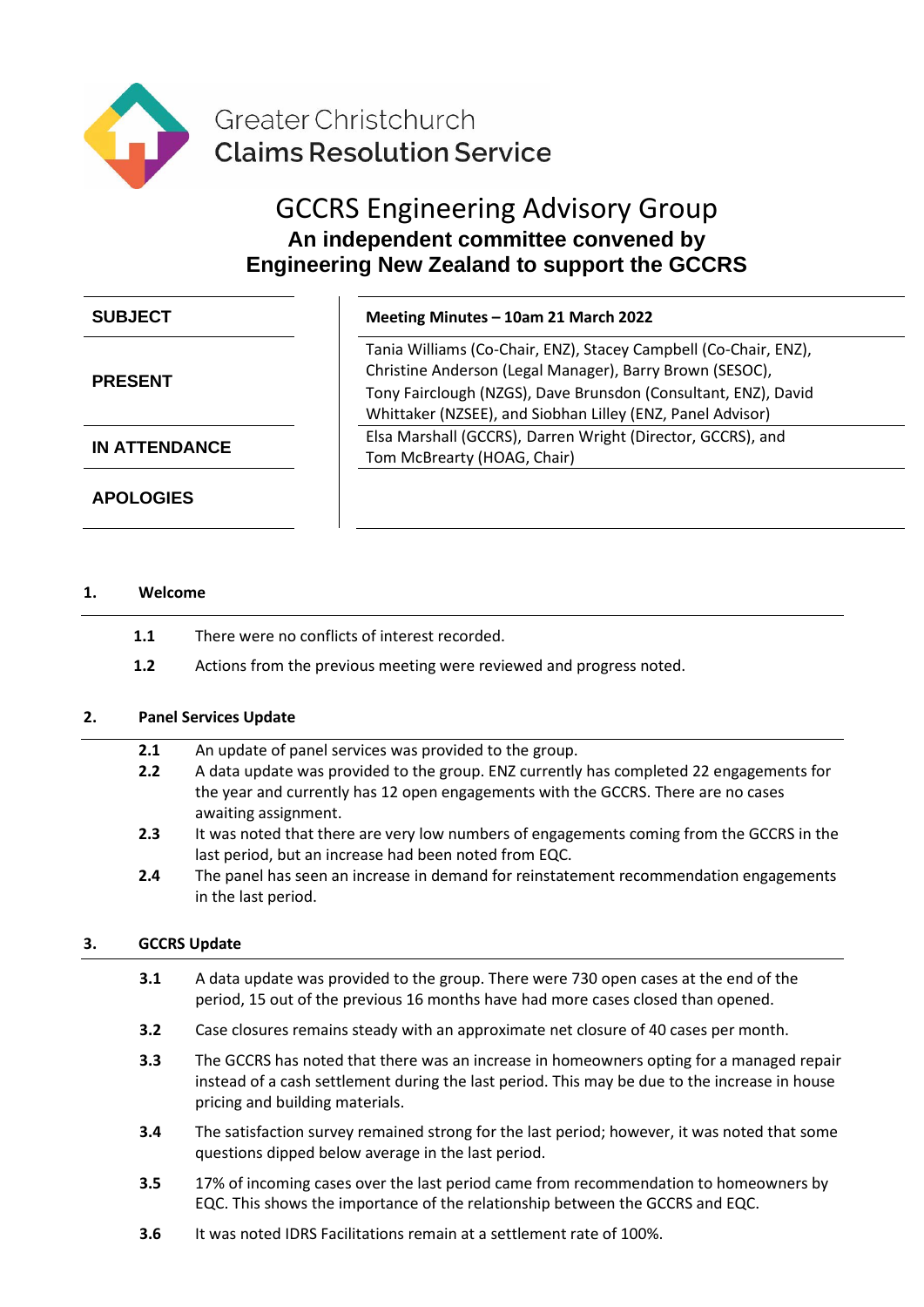Greater Christchurch
**Claims Resolution Service**

# GCCRS Engineering Advisory Group

## An independent committee convened by Engineering New Zealand to support the GCCRS

| | |
|---|---|
| **SUBJECT** | **Meeting Minutes – 10am 21 March 2022** |
| **PRESENT** | Tania Williams (Co-Chair, ENZ), Stacey Campbell (Co-Chair, ENZ), Christine Anderson (Legal Manager), Barry Brown (SESOC), Tony Fairclough (NZGS), Dave Brunsdon (Consultant, ENZ), David Whittaker (NZSEE), and Siobhan Lilley (ENZ, Panel Advisor) |
| **IN ATTENDANCE** | Elsa Marshall (GCCRS), Darren Wright (Director, GCCRS), and Tom McBrearty (HOAG, Chair) |
| **APOLOGIES** | |

### 1. Welcome

**1.1** There were no conflicts of interest recorded.

**1.2** Actions from the previous meeting were reviewed and progress noted.

### 2. Panel Services Update

**2.1** An update of panel services was provided to the group.

**2.2** A data update was provided to the group. ENZ currently has completed 22 engagements for the year and currently has 12 open engagements with the GCCRS. There are no cases awaiting assignment.

**2.3** It was noted that there are very low numbers of engagements coming from the GCCRS in the last period, but an increase had been noted from EQC.

**2.4** The panel has seen an increase in demand for reinstatement recommendation engagements in the last period.

### 3. GCCRS Update

**3.1** A data update was provided to the group. There were 730 open cases at the end of the period, 15 out of the previous 16 months have had more cases closed than opened.

**3.2** Case closures remains steady with an approximate net closure of 40 cases per month.

**3.3** The GCCRS has noted that there was an increase in homeowners opting for a managed repair instead of a cash settlement during the last period. This may be due to the increase in house pricing and building materials.

**3.4** The satisfaction survey remained strong for the last period; however, it was noted that some questions dipped below average in the last period.

**3.5** 17% of incoming cases over the last period came from recommendation to homeowners by EQC. This shows the importance of the relationship between the GCCRS and EQC.

**3.6** It was noted IDRS Facilitations remain at a settlement rate of 100%.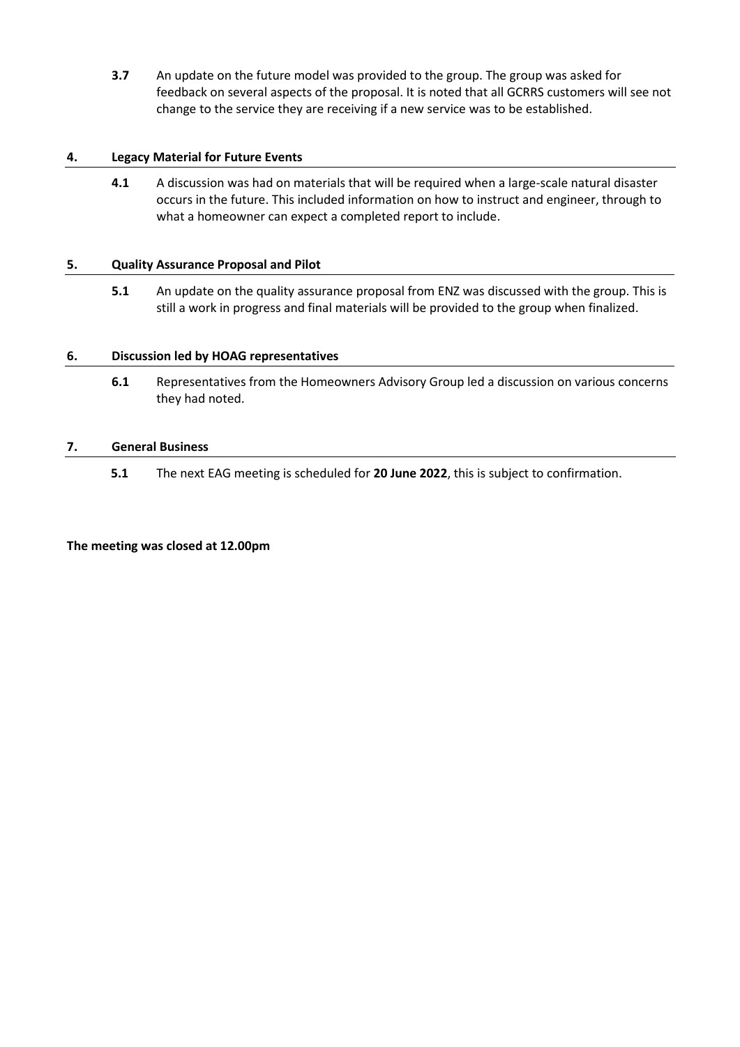**3.7** An update on the future model was provided to the group. The group was asked for feedback on several aspects of the proposal. It is noted that all GCRRS customers will see not change to the service they are receiving if a new service was to be established.

## 4. Legacy Material for Future Events

**4.1** A discussion was had on materials that will be required when a large-scale natural disaster occurs in the future. This included information on how to instruct and engineer, through to what a homeowner can expect a completed report to include.

## 5. Quality Assurance Proposal and Pilot

**5.1** An update on the quality assurance proposal from ENZ was discussed with the group. This is still a work in progress and final materials will be provided to the group when finalized.

## 6. Discussion led by HOAG representatives

**6.1** Representatives from the Homeowners Advisory Group led a discussion on various concerns they had noted.

## 7. General Business

**5.1** The next EAG meeting is scheduled for **20 June 2022**, this is subject to confirmation.

**The meeting was closed at 12.00pm**